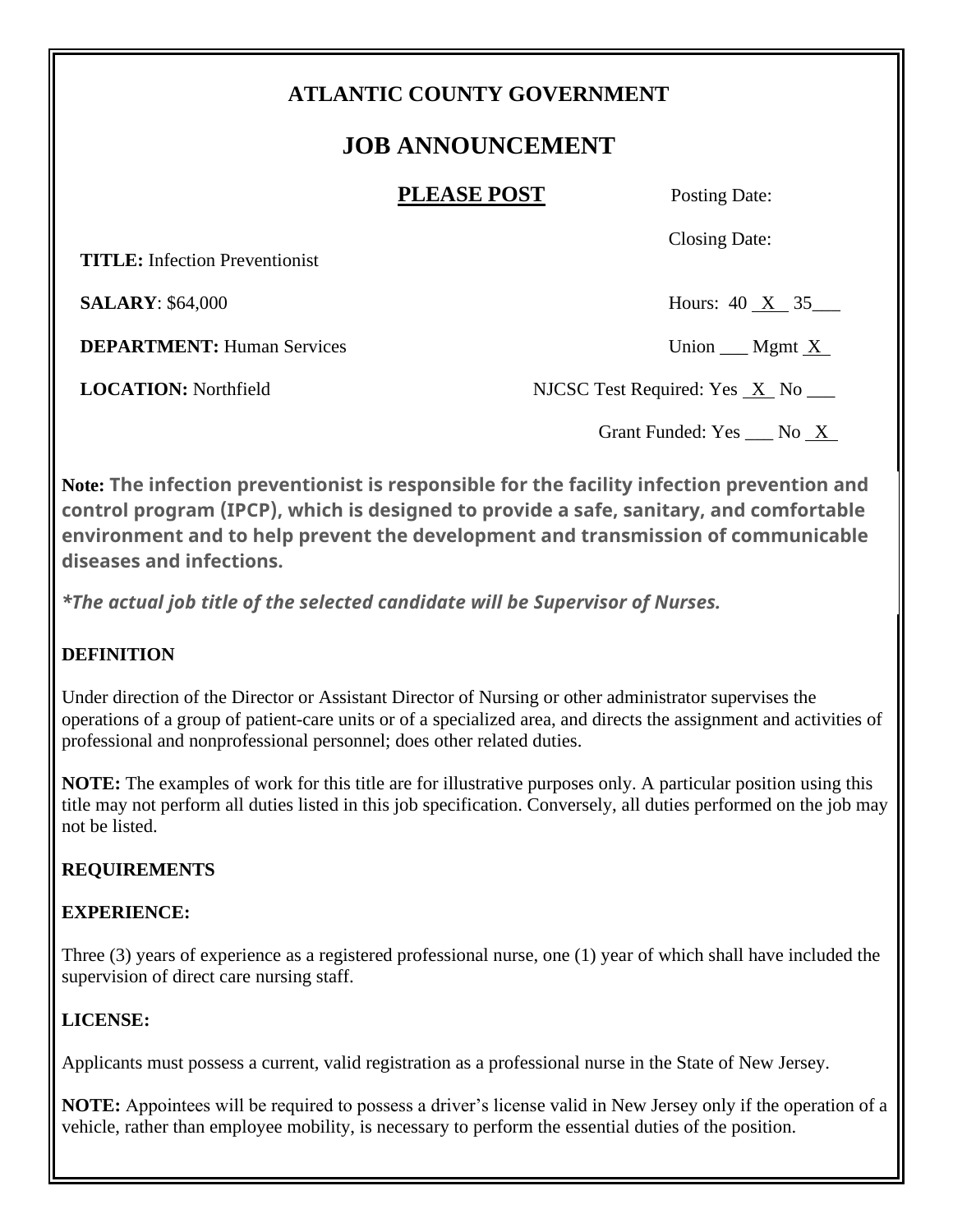# ATLANTIC COUNTY GOVERNMENT

## JOB ANNOUNCEMENT

**PLEASE POST**

Posting Date:

Closing Date:

**TITLE:** Infection Preventionist

**SALARY**: $64,000

Hours: 40 X 35___

**DEPARTMENT:** Human Services

Union ___ Mgmt X

**LOCATION:** Northfield

NJCSC Test Required: Yes X No ___

Grant Funded: Yes ___ No X

**Note: The infection preventionist is responsible for the facility infection prevention and control program (IPCP), which is designed to provide a safe, sanitary, and comfortable environment and to help prevent the development and transmission of communicable diseases and infections.**

***The actual job title of the selected candidate will be Supervisor of Nurses.***

**DEFINITION**

Under direction of the Director or Assistant Director of Nursing or other administrator supervises the operations of a group of patient-care units or of a specialized area, and directs the assignment and activities of professional and nonprofessional personnel; does other related duties.

**NOTE:** The examples of work for this title are for illustrative purposes only. A particular position using this title may not perform all duties listed in this job specification. Conversely, all duties performed on the job may not be listed.

**REQUIREMENTS**

**EXPERIENCE:**

Three (3) years of experience as a registered professional nurse, one (1) year of which shall have included the supervision of direct care nursing staff.

**LICENSE:**

Applicants must possess a current, valid registration as a professional nurse in the State of New Jersey.

**NOTE:** Appointees will be required to possess a driver's license valid in New Jersey only if the operation of a vehicle, rather than employee mobility, is necessary to perform the essential duties of the position.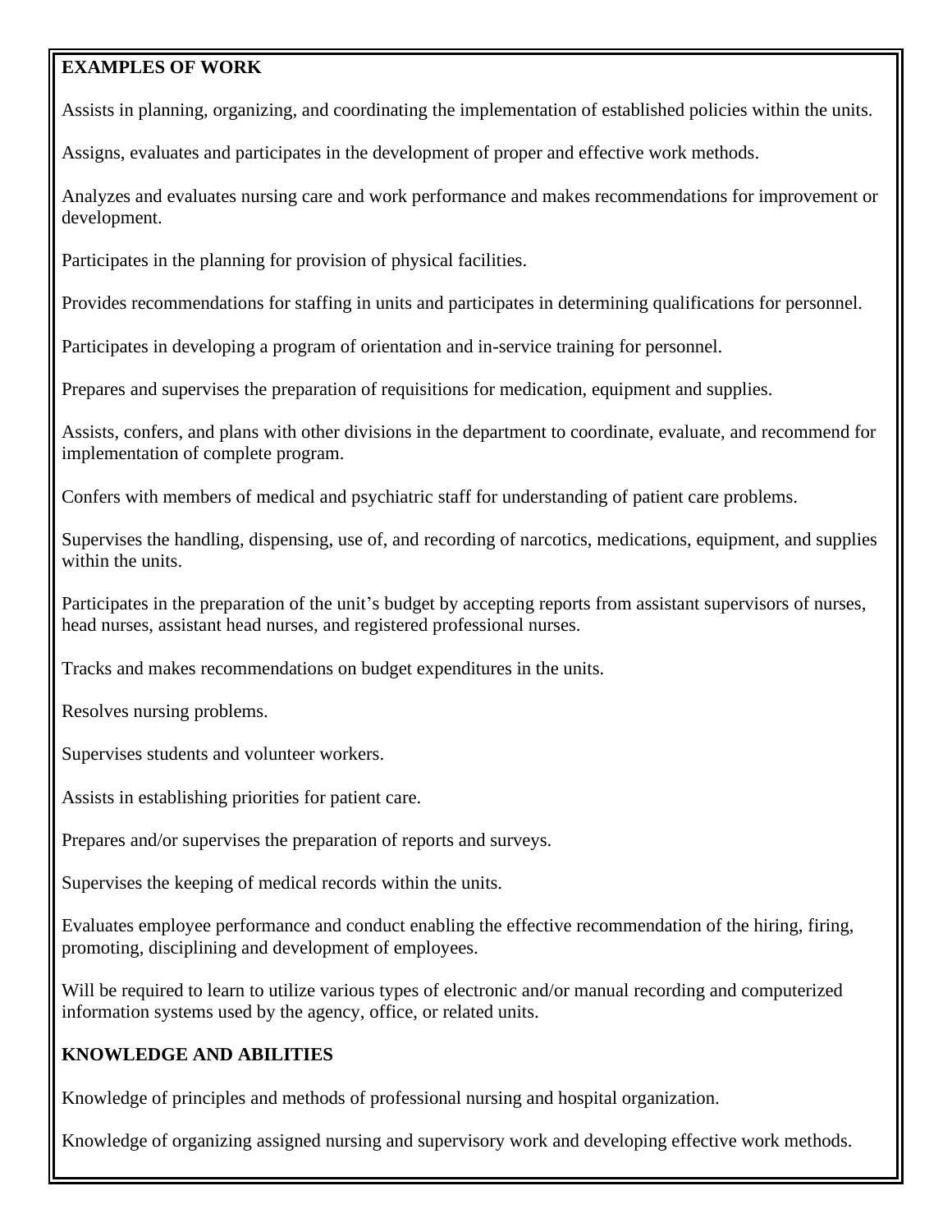**EXAMPLES OF WORK**

Assists in planning, organizing, and coordinating the implementation of established policies within the units.

Assigns, evaluates and participates in the development of proper and effective work methods.

Analyzes and evaluates nursing care and work performance and makes recommendations for improvement or development.

Participates in the planning for provision of physical facilities.

Provides recommendations for staffing in units and participates in determining qualifications for personnel.

Participates in developing a program of orientation and in-service training for personnel.

Prepares and supervises the preparation of requisitions for medication, equipment and supplies.

Assists, confers, and plans with other divisions in the department to coordinate, evaluate, and recommend for implementation of complete program.

Confers with members of medical and psychiatric staff for understanding of patient care problems.

Supervises the handling, dispensing, use of, and recording of narcotics, medications, equipment, and supplies within the units.

Participates in the preparation of the unit's budget by accepting reports from assistant supervisors of nurses, head nurses, assistant head nurses, and registered professional nurses.

Tracks and makes recommendations on budget expenditures in the units.

Resolves nursing problems.

Supervises students and volunteer workers.

Assists in establishing priorities for patient care.

Prepares and/or supervises the preparation of reports and surveys.

Supervises the keeping of medical records within the units.

Evaluates employee performance and conduct enabling the effective recommendation of the hiring, firing, promoting, disciplining and development of employees.

Will be required to learn to utilize various types of electronic and/or manual recording and computerized information systems used by the agency, office, or related units.

**KNOWLEDGE AND ABILITIES**

Knowledge of principles and methods of professional nursing and hospital organization.

Knowledge of organizing assigned nursing and supervisory work and developing effective work methods.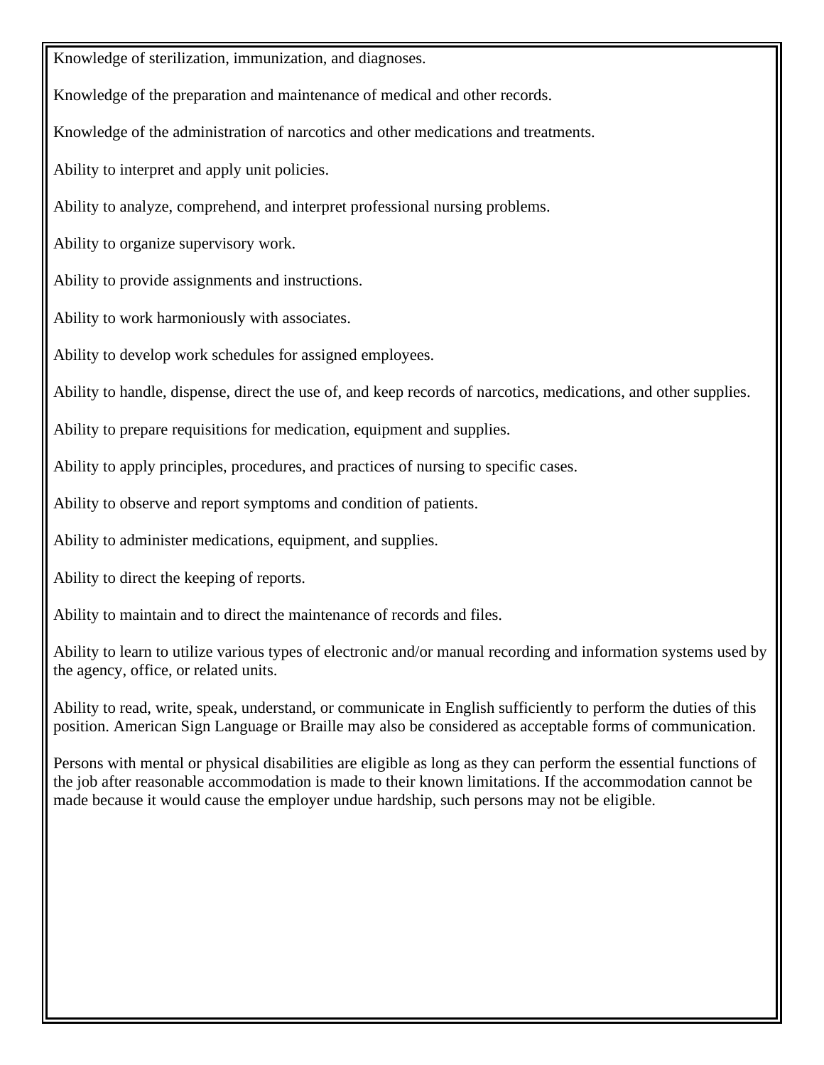Knowledge of sterilization, immunization, and diagnoses.

Knowledge of the preparation and maintenance of medical and other records.

Knowledge of the administration of narcotics and other medications and treatments.

Ability to interpret and apply unit policies.

Ability to analyze, comprehend, and interpret professional nursing problems.

Ability to organize supervisory work.

Ability to provide assignments and instructions.

Ability to work harmoniously with associates.

Ability to develop work schedules for assigned employees.

Ability to handle, dispense, direct the use of, and keep records of narcotics, medications, and other supplies.

Ability to prepare requisitions for medication, equipment and supplies.

Ability to apply principles, procedures, and practices of nursing to specific cases.

Ability to observe and report symptoms and condition of patients.

Ability to administer medications, equipment, and supplies.

Ability to direct the keeping of reports.

Ability to maintain and to direct the maintenance of records and files.

Ability to learn to utilize various types of electronic and/or manual recording and information systems used by the agency, office, or related units.

Ability to read, write, speak, understand, or communicate in English sufficiently to perform the duties of this position. American Sign Language or Braille may also be considered as acceptable forms of communication.

Persons with mental or physical disabilities are eligible as long as they can perform the essential functions of the job after reasonable accommodation is made to their known limitations. If the accommodation cannot be made because it would cause the employer undue hardship, such persons may not be eligible.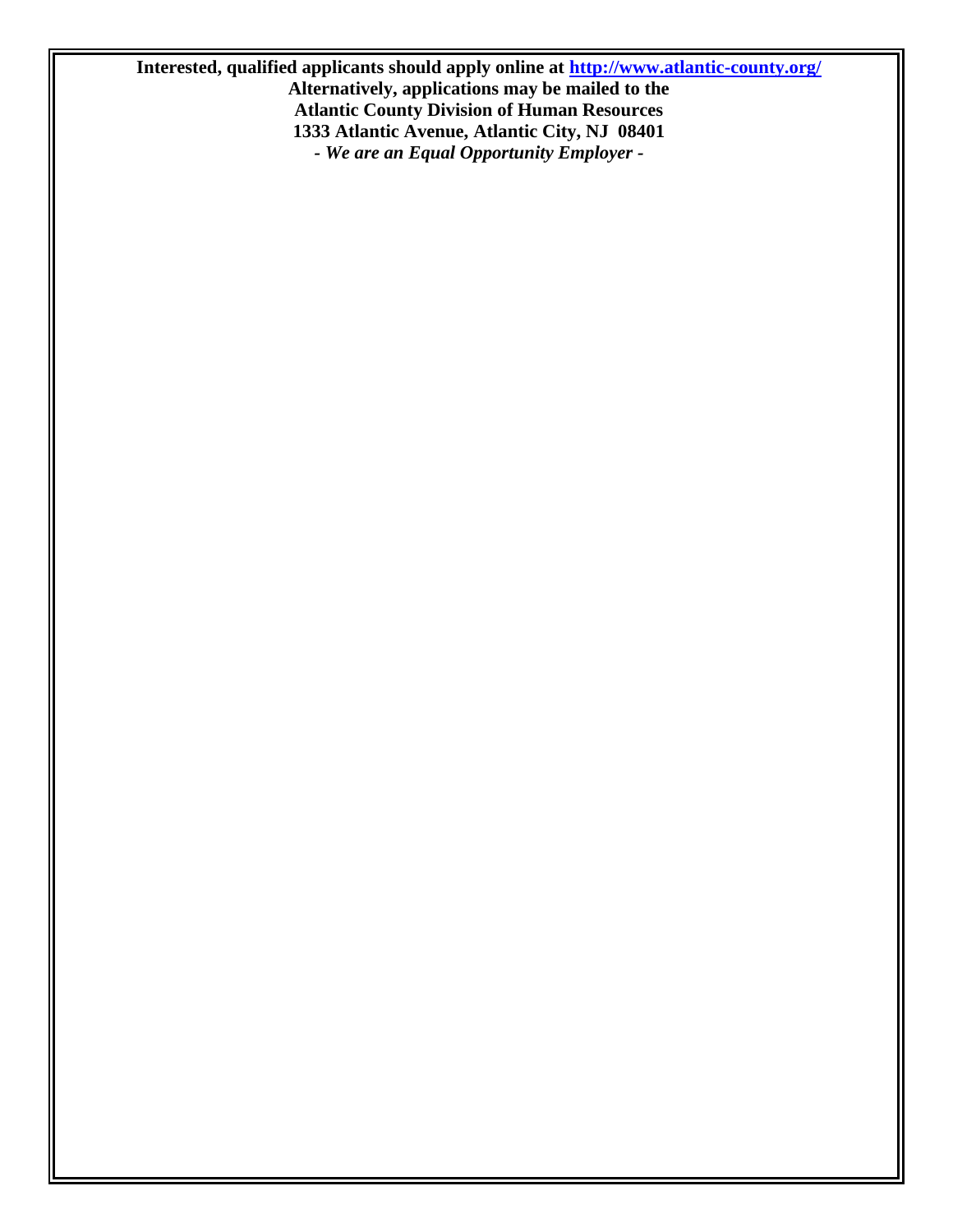**Interested, qualified applicants should apply online at [http://www.atlantic-county.org/](http://www.atlantic-county.org/)**
**Alternatively, applications may be mailed to the**
**Atlantic County Division of Human Resources**
**1333 Atlantic Avenue, Atlantic City, NJ 08401**
***- We are an Equal Opportunity Employer -***